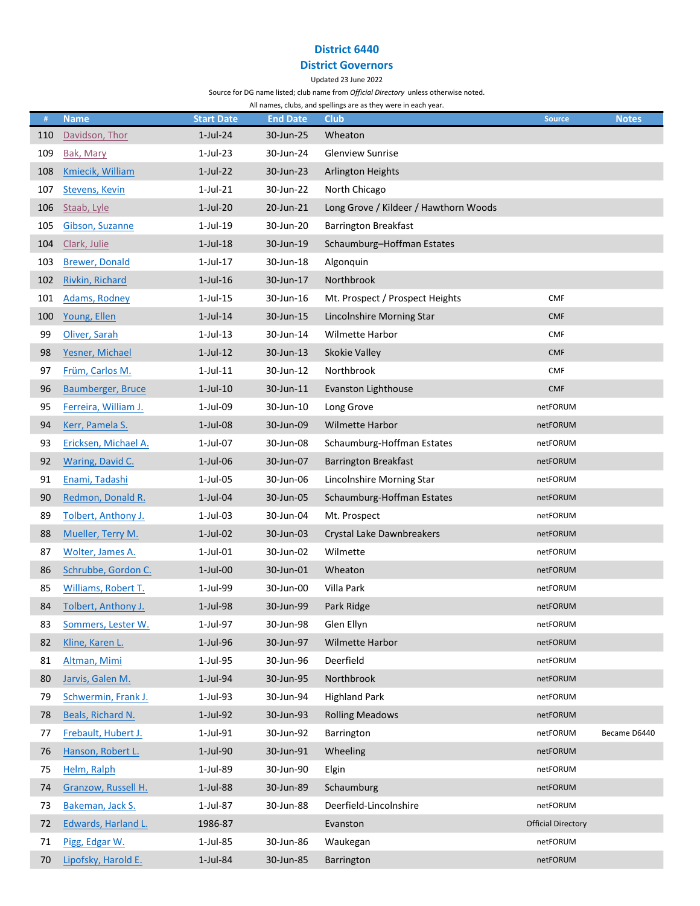# District 6440

## District Governors

Updated 23 June 2022

Source for DG name listed; club name from *Official Directory* unless otherwise noted.

All names, clubs, and spellings are as they were in each year.

| # | Name | Start Date | End Date | Club | Source | Notes |
|---|---|---|---|---|---|---|
| 110 | Davidson, Thor | 1-Jul-24 | 30-Jun-25 | Wheaton | | |
| 109 | Bak, Mary | 1-Jul-23 | 30-Jun-24 | Glenview Sunrise | | |
| 108 | Kmiecik, William | 1-Jul-22 | 30-Jun-23 | Arlington Heights | | |
| 107 | Stevens, Kevin | 1-Jul-21 | 30-Jun-22 | North Chicago | | |
| 106 | Staab, Lyle | 1-Jul-20 | 20-Jun-21 | Long Grove / Kildeer / Hawthorn Woods | | |
| 105 | Gibson, Suzanne | 1-Jul-19 | 30-Jun-20 | Barrington Breakfast | | |
| 104 | Clark, Julie | 1-Jul-18 | 30-Jun-19 | Schaumburg–Hoffman Estates | | |
| 103 | Brewer, Donald | 1-Jul-17 | 30-Jun-18 | Algonquin | | |
| 102 | Rivkin, Richard | 1-Jul-16 | 30-Jun-17 | Northbrook | | |
| 101 | Adams, Rodney | 1-Jul-15 | 30-Jun-16 | Mt. Prospect / Prospect Heights | CMF | |
| 100 | Young, Ellen | 1-Jul-14 | 30-Jun-15 | Lincolnshire Morning Star | CMF | |
| 99 | Oliver, Sarah | 1-Jul-13 | 30-Jun-14 | Wilmette Harbor | CMF | |
| 98 | Yesner, Michael | 1-Jul-12 | 30-Jun-13 | Skokie Valley | CMF | |
| 97 | Früm, Carlos M. | 1-Jul-11 | 30-Jun-12 | Northbrook | CMF | |
| 96 | Baumberger, Bruce | 1-Jul-10 | 30-Jun-11 | Evanston Lighthouse | CMF | |
| 95 | Ferreira, William J. | 1-Jul-09 | 30-Jun-10 | Long Grove | netFORUM | |
| 94 | Kerr, Pamela S. | 1-Jul-08 | 30-Jun-09 | Wilmette Harbor | netFORUM | |
| 93 | Ericksen, Michael A. | 1-Jul-07 | 30-Jun-08 | Schaumburg-Hoffman Estates | netFORUM | |
| 92 | Waring, David C. | 1-Jul-06 | 30-Jun-07 | Barrington Breakfast | netFORUM | |
| 91 | Enami, Tadashi | 1-Jul-05 | 30-Jun-06 | Lincolnshire Morning Star | netFORUM | |
| 90 | Redmon, Donald R. | 1-Jul-04 | 30-Jun-05 | Schaumburg-Hoffman Estates | netFORUM | |
| 89 | Tolbert, Anthony J. | 1-Jul-03 | 30-Jun-04 | Mt. Prospect | netFORUM | |
| 88 | Mueller, Terry M. | 1-Jul-02 | 30-Jun-03 | Crystal Lake Dawnbreakers | netFORUM | |
| 87 | Wolter, James A. | 1-Jul-01 | 30-Jun-02 | Wilmette | netFORUM | |
| 86 | Schrubbe, Gordon C. | 1-Jul-00 | 30-Jun-01 | Wheaton | netFORUM | |
| 85 | Williams, Robert T. | 1-Jul-99 | 30-Jun-00 | Villa Park | netFORUM | |
| 84 | Tolbert, Anthony J. | 1-Jul-98 | 30-Jun-99 | Park Ridge | netFORUM | |
| 83 | Sommers, Lester W. | 1-Jul-97 | 30-Jun-98 | Glen Ellyn | netFORUM | |
| 82 | Kline, Karen L. | 1-Jul-96 | 30-Jun-97 | Wilmette Harbor | netFORUM | |
| 81 | Altman, Mimi | 1-Jul-95 | 30-Jun-96 | Deerfield | netFORUM | |
| 80 | Jarvis, Galen M. | 1-Jul-94 | 30-Jun-95 | Northbrook | netFORUM | |
| 79 | Schwermin, Frank J. | 1-Jul-93 | 30-Jun-94 | Highland Park | netFORUM | |
| 78 | Beals, Richard N. | 1-Jul-92 | 30-Jun-93 | Rolling Meadows | netFORUM | |
| 77 | Frebault, Hubert J. | 1-Jul-91 | 30-Jun-92 | Barrington | netFORUM | Became D6440 |
| 76 | Hanson, Robert L. | 1-Jul-90 | 30-Jun-91 | Wheeling | netFORUM | |
| 75 | Helm, Ralph | 1-Jul-89 | 30-Jun-90 | Elgin | netFORUM | |
| 74 | Granzow, Russell H. | 1-Jul-88 | 30-Jun-89 | Schaumburg | netFORUM | |
| 73 | Bakeman, Jack S. | 1-Jul-87 | 30-Jun-88 | Deerfield-Lincolnshire | netFORUM | |
| 72 | Edwards, Harland L. | 1986-87 | | Evanston | Official Directory | |
| 71 | Pigg, Edgar W. | 1-Jul-85 | 30-Jun-86 | Waukegan | netFORUM | |
| 70 | Lipofsky, Harold E. | 1-Jul-84 | 30-Jun-85 | Barrington | netFORUM | |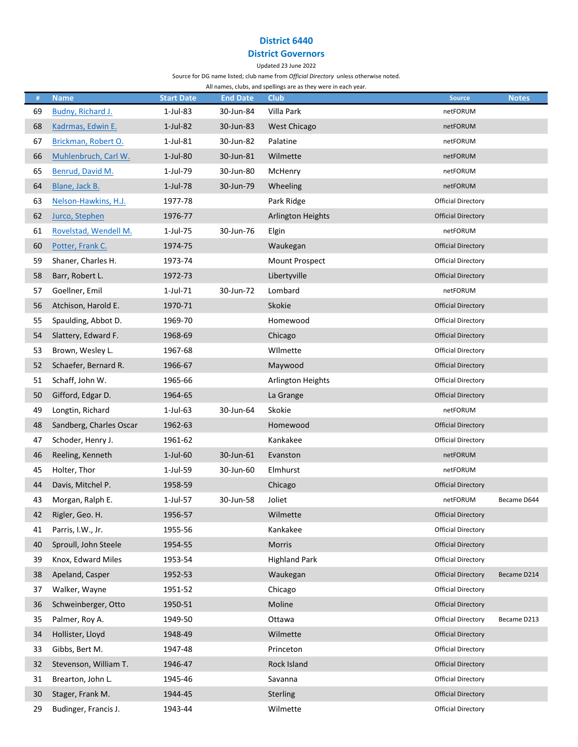## District 6440
## District Governors

Updated 23 June 2022

Source for DG name listed; club name from *Official Directory* unless otherwise noted.

All names, clubs, and spellings are as they were in each year.

| # | Name | Start Date | End Date | Club | Source | Notes |
|---|---|---|---|---|---|---|
| 69 | Budny, Richard J. | 1-Jul-83 | 30-Jun-84 | Villa Park | netFORUM | |
| 68 | Kadrmas, Edwin E. | 1-Jul-82 | 30-Jun-83 | West Chicago | netFORUM | |
| 67 | Brickman, Robert O. | 1-Jul-81 | 30-Jun-82 | Palatine | netFORUM | |
| 66 | Muhlenbruch, Carl W. | 1-Jul-80 | 30-Jun-81 | Wilmette | netFORUM | |
| 65 | Benrud, David M. | 1-Jul-79 | 30-Jun-80 | McHenry | netFORUM | |
| 64 | Blane, Jack B. | 1-Jul-78 | 30-Jun-79 | Wheeling | netFORUM | |
| 63 | Nelson-Hawkins, H.J. | 1977-78 | | Park Ridge | Official Directory | |
| 62 | Jurco, Stephen | 1976-77 | | Arlington Heights | Official Directory | |
| 61 | Rovelstad, Wendell M. | 1-Jul-75 | 30-Jun-76 | Elgin | netFORUM | |
| 60 | Potter, Frank C. | 1974-75 | | Waukegan | Official Directory | |
| 59 | Shaner, Charles H. | 1973-74 | | Mount Prospect | Official Directory | |
| 58 | Barr, Robert L. | 1972-73 | | Libertyville | Official Directory | |
| 57 | Goellner, Emil | 1-Jul-71 | 30-Jun-72 | Lombard | netFORUM | |
| 56 | Atchison, Harold E. | 1970-71 | | Skokie | Official Directory | |
| 55 | Spaulding, Abbot D. | 1969-70 | | Homewood | Official Directory | |
| 54 | Slattery, Edward F. | 1968-69 | | Chicago | Official Directory | |
| 53 | Brown, Wesley L. | 1967-68 | | WIlmette | Official Directory | |
| 52 | Schaefer, Bernard R. | 1966-67 | | Maywood | Official Directory | |
| 51 | Schaff, John W. | 1965-66 | | Arlington Heights | Official Directory | |
| 50 | Gifford, Edgar D. | 1964-65 | | La Grange | Official Directory | |
| 49 | Longtin, Richard | 1-Jul-63 | 30-Jun-64 | Skokie | netFORUM | |
| 48 | Sandberg, Charles Oscar | 1962-63 | | Homewood | Official Directory | |
| 47 | Schoder, Henry J. | 1961-62 | | Kankakee | Official Directory | |
| 46 | Reeling, Kenneth | 1-Jul-60 | 30-Jun-61 | Evanston | netFORUM | |
| 45 | Holter, Thor | 1-Jul-59 | 30-Jun-60 | Elmhurst | netFORUM | |
| 44 | Davis, Mitchel P. | 1958-59 | | Chicago | Official Directory | |
| 43 | Morgan, Ralph E. | 1-Jul-57 | 30-Jun-58 | Joliet | netFORUM | Became D644 |
| 42 | Rigler, Geo. H. | 1956-57 | | Wilmette | Official Directory | |
| 41 | Parris, I.W., Jr. | 1955-56 | | Kankakee | Official Directory | |
| 40 | Sproull, John Steele | 1954-55 | | Morris | Official Directory | |
| 39 | Knox, Edward Miles | 1953-54 | | Highland Park | Official Directory | |
| 38 | Apeland, Casper | 1952-53 | | Waukegan | Official Directory | Became D214 |
| 37 | Walker, Wayne | 1951-52 | | Chicago | Official Directory | |
| 36 | Schweinberger, Otto | 1950-51 | | Moline | Official Directory | |
| 35 | Palmer, Roy A. | 1949-50 | | Ottawa | Official Directory | Became D213 |
| 34 | Hollister, Lloyd | 1948-49 | | Wilmette | Official Directory | |
| 33 | Gibbs, Bert M. | 1947-48 | | Princeton | Official Directory | |
| 32 | Stevenson, William T. | 1946-47 | | Rock Island | Official Directory | |
| 31 | Brearton, John L. | 1945-46 | | Savanna | Official Directory | |
| 30 | Stager, Frank M. | 1944-45 | | Sterling | Official Directory | |
| 29 | Budinger, Francis J. | 1943-44 | | Wilmette | Official Directory | |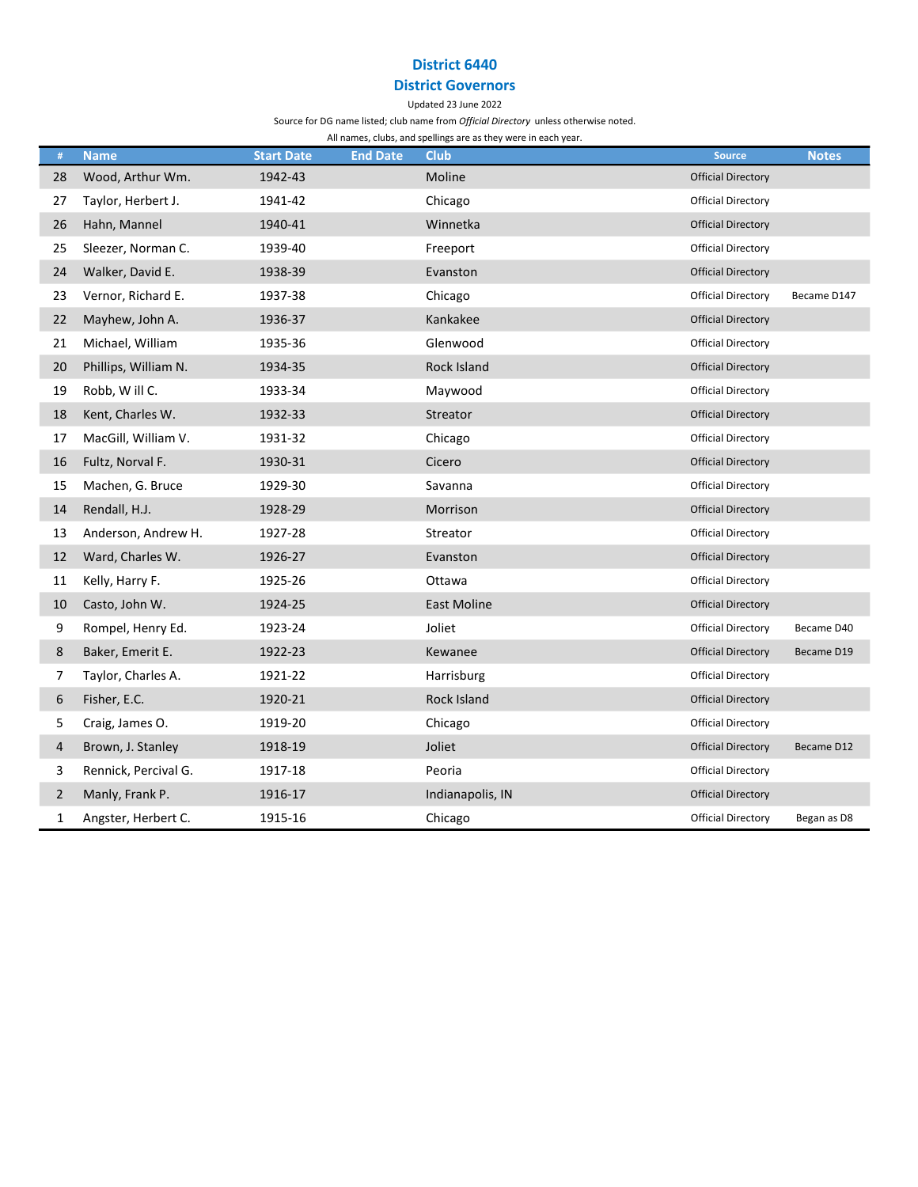## District 6440

## District Governors

Updated 23 June 2022

Source for DG name listed; club name from *Official Directory* unless otherwise noted.

All names, clubs, and spellings are as they were in each year.

| # | Name | Start Date | End Date | Club | Source | Notes |
|---|---|---|---|---|---|---|
| 28 | Wood, Arthur Wm. | 1942-43 | | Moline | Official Directory | |
| 27 | Taylor, Herbert J. | 1941-42 | | Chicago | Official Directory | |
| 26 | Hahn, Mannel | 1940-41 | | Winnetka | Official Directory | |
| 25 | Sleezer, Norman C. | 1939-40 | | Freeport | Official Directory | |
| 24 | Walker, David E. | 1938-39 | | Evanston | Official Directory | |
| 23 | Vernor, Richard E. | 1937-38 | | Chicago | Official Directory | Became D147 |
| 22 | Mayhew, John A. | 1936-37 | | Kankakee | Official Directory | |
| 21 | Michael, William | 1935-36 | | Glenwood | Official Directory | |
| 20 | Phillips, William N. | 1934-35 | | Rock Island | Official Directory | |
| 19 | Robb, W ill C. | 1933-34 | | Maywood | Official Directory | |
| 18 | Kent, Charles W. | 1932-33 | | Streator | Official Directory | |
| 17 | MacGill, William V. | 1931-32 | | Chicago | Official Directory | |
| 16 | Fultz, Norval F. | 1930-31 | | Cicero | Official Directory | |
| 15 | Machen, G. Bruce | 1929-30 | | Savanna | Official Directory | |
| 14 | Rendall, H.J. | 1928-29 | | Morrison | Official Directory | |
| 13 | Anderson, Andrew H. | 1927-28 | | Streator | Official Directory | |
| 12 | Ward, Charles W. | 1926-27 | | Evanston | Official Directory | |
| 11 | Kelly, Harry F. | 1925-26 | | Ottawa | Official Directory | |
| 10 | Casto, John W. | 1924-25 | | East Moline | Official Directory | |
| 9 | Rompel, Henry Ed. | 1923-24 | | Joliet | Official Directory | Became D40 |
| 8 | Baker, Emerit E. | 1922-23 | | Kewanee | Official Directory | Became D19 |
| 7 | Taylor, Charles A. | 1921-22 | | Harrisburg | Official Directory | |
| 6 | Fisher, E.C. | 1920-21 | | Rock Island | Official Directory | |
| 5 | Craig, James O. | 1919-20 | | Chicago | Official Directory | |
| 4 | Brown, J. Stanley | 1918-19 | | Joliet | Official Directory | Became D12 |
| 3 | Rennick, Percival G. | 1917-18 | | Peoria | Official Directory | |
| 2 | Manly, Frank P. | 1916-17 | | Indianapolis, IN | Official Directory | |
| 1 | Angster, Herbert C. | 1915-16 | | Chicago | Official Directory | Began as D8 |